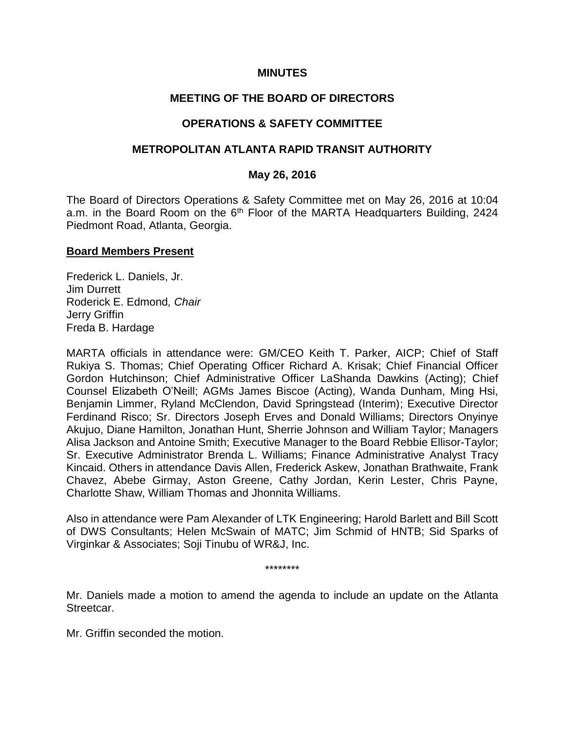# MINUTES

## MEETING OF THE BOARD OF DIRECTORS

## OPERATIONS & SAFETY COMMITTEE

## METROPOLITAN ATLANTA RAPID TRANSIT AUTHORITY

### May 26, 2016

The Board of Directors Operations & Safety Committee met on May 26, 2016 at 10:04 a.m. in the Board Room on the 6th Floor of the MARTA Headquarters Building, 2424 Piedmont Road, Atlanta, Georgia.

**Board Members Present**

Frederick L. Daniels, Jr.
Jim Durrett
Roderick E. Edmond, *Chair*
Jerry Griffin
Freda B. Hardage

MARTA officials in attendance were: GM/CEO Keith T. Parker, AICP; Chief of Staff Rukiya S. Thomas; Chief Operating Officer Richard A. Krisak; Chief Financial Officer Gordon Hutchinson; Chief Administrative Officer LaShanda Dawkins (Acting); Chief Counsel Elizabeth O'Neill; AGMs James Biscoe (Acting), Wanda Dunham, Ming Hsi, Benjamin Limmer, Ryland McClendon, David Springstead (Interim); Executive Director Ferdinand Risco; Sr. Directors Joseph Erves and Donald Williams; Directors Onyinye Akujuo, Diane Hamilton, Jonathan Hunt, Sherrie Johnson and William Taylor; Managers Alisa Jackson and Antoine Smith; Executive Manager to the Board Rebbie Ellisor-Taylor; Sr. Executive Administrator Brenda L. Williams; Finance Administrative Analyst Tracy Kincaid. Others in attendance Davis Allen, Frederick Askew, Jonathan Brathwaite, Frank Chavez, Abebe Girmay, Aston Greene, Cathy Jordan, Kerin Lester, Chris Payne, Charlotte Shaw, William Thomas and Jhonnita Williams.

Also in attendance were Pam Alexander of LTK Engineering; Harold Barlett and Bill Scott of DWS Consultants; Helen McSwain of MATC; Jim Schmid of HNTB; Sid Sparks of Virginkar & Associates; Soji Tinubu of WR&J, Inc.

********

Mr. Daniels made a motion to amend the agenda to include an update on the Atlanta Streetcar.

Mr. Griffin seconded the motion.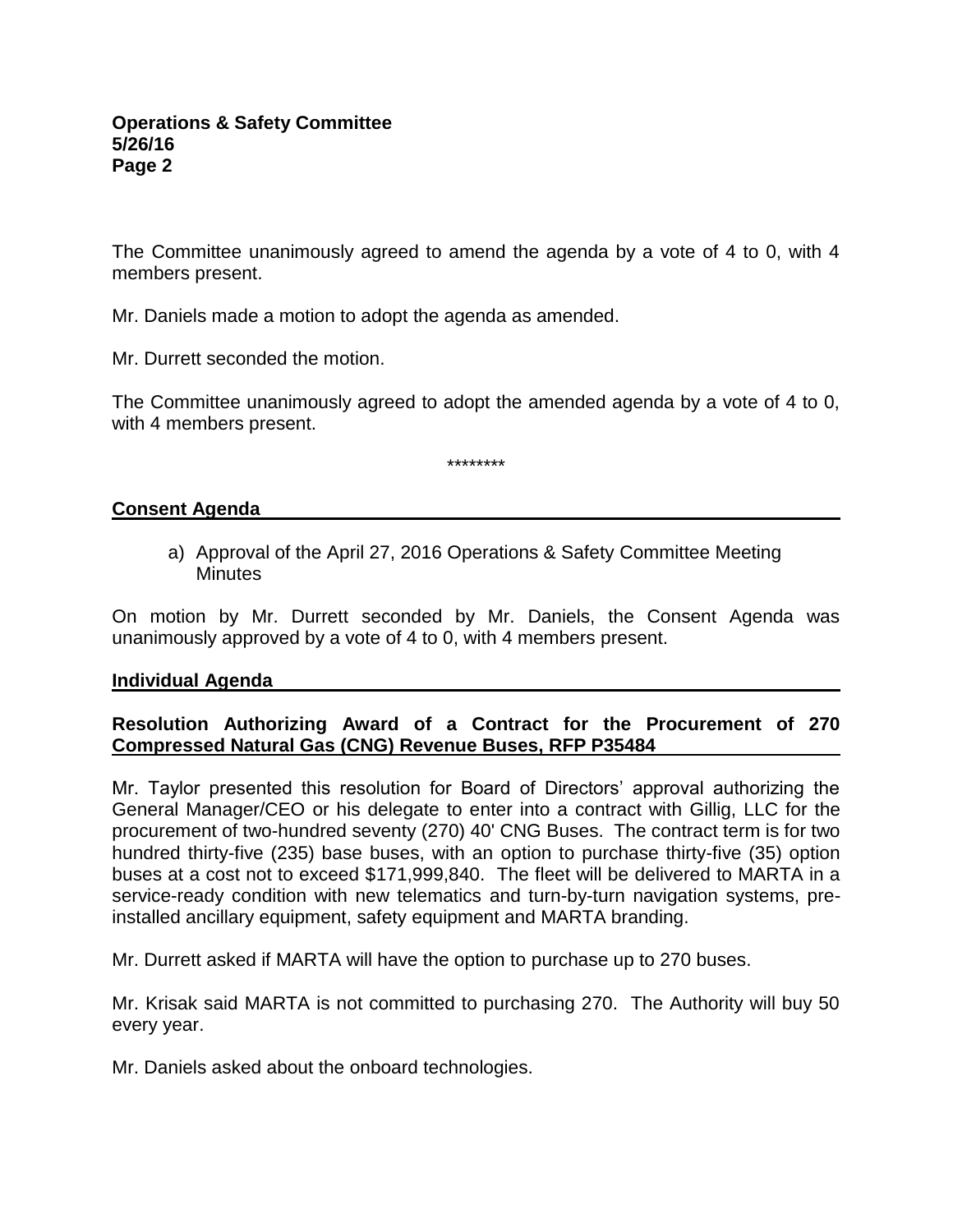The Committee unanimously agreed to amend the agenda by a vote of 4 to 0, with 4 members present.

Mr. Daniels made a motion to adopt the agenda as amended.

Mr. Durrett seconded the motion.

The Committee unanimously agreed to adopt the amended agenda by a vote of 4 to 0, with 4 members present.

********

## Consent Agenda

a) Approval of the April 27, 2016 Operations & Safety Committee Meeting Minutes

On motion by Mr. Durrett seconded by Mr. Daniels, the Consent Agenda was unanimously approved by a vote of 4 to 0, with 4 members present.

## Individual Agenda

### Resolution Authorizing Award of a Contract for the Procurement of 270 Compressed Natural Gas (CNG) Revenue Buses, RFP P35484

Mr. Taylor presented this resolution for Board of Directors' approval authorizing the General Manager/CEO or his delegate to enter into a contract with Gillig, LLC for the procurement of two-hundred seventy (270) 40' CNG Buses. The contract term is for two hundred thirty-five (235) base buses, with an option to purchase thirty-five (35) option buses at a cost not to exceed $171,999,840. The fleet will be delivered to MARTA in a service-ready condition with new telematics and turn-by-turn navigation systems, pre-installed ancillary equipment, safety equipment and MARTA branding.

Mr. Durrett asked if MARTA will have the option to purchase up to 270 buses.

Mr. Krisak said MARTA is not committed to purchasing 270. The Authority will buy 50 every year.

Mr. Daniels asked about the onboard technologies.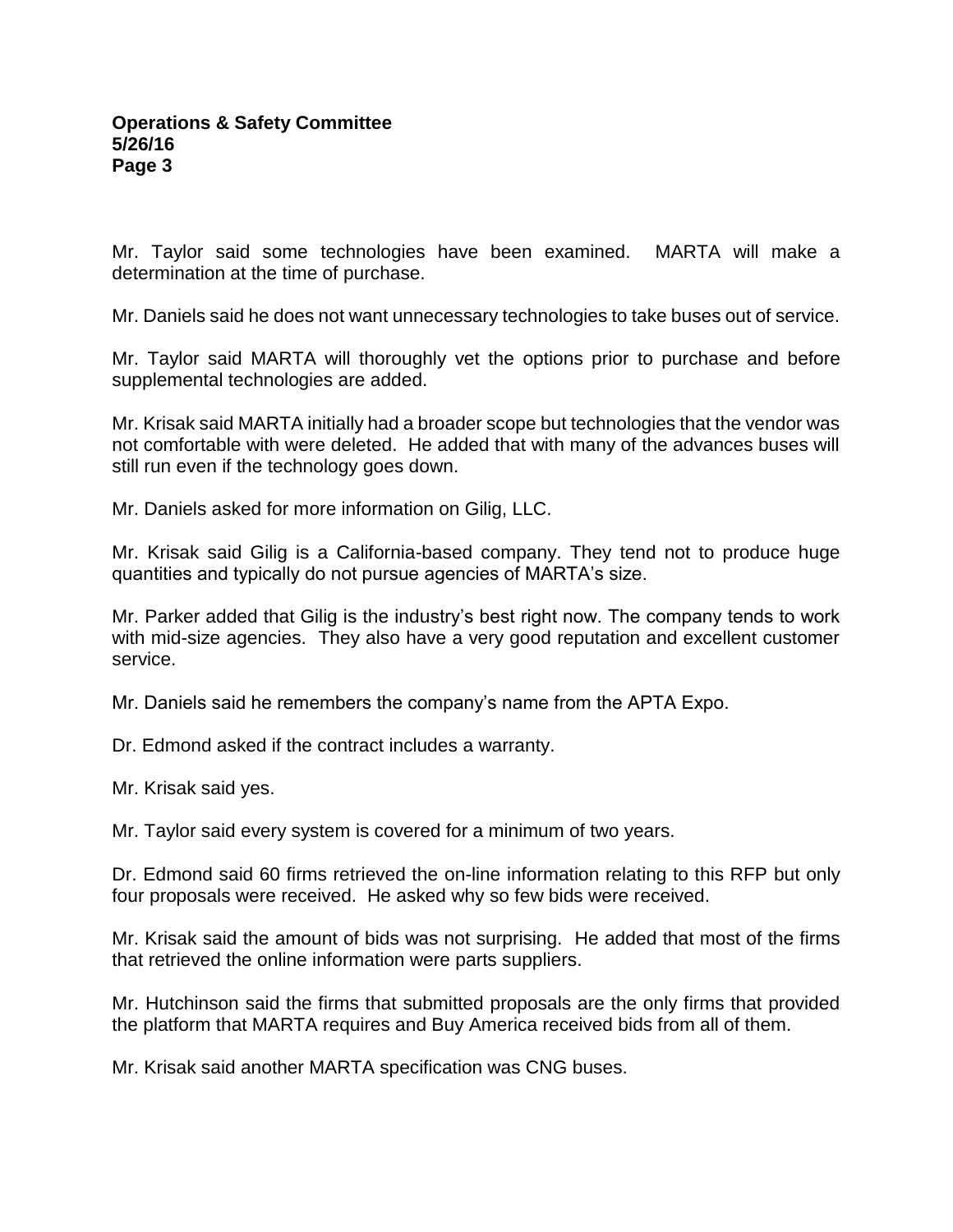Mr. Taylor said some technologies have been examined. MARTA will make a determination at the time of purchase.

Mr. Daniels said he does not want unnecessary technologies to take buses out of service.

Mr. Taylor said MARTA will thoroughly vet the options prior to purchase and before supplemental technologies are added.

Mr. Krisak said MARTA initially had a broader scope but technologies that the vendor was not comfortable with were deleted. He added that with many of the advances buses will still run even if the technology goes down.

Mr. Daniels asked for more information on Gilig, LLC.

Mr. Krisak said Gilig is a California-based company. They tend not to produce huge quantities and typically do not pursue agencies of MARTA's size.

Mr. Parker added that Gilig is the industry's best right now. The company tends to work with mid-size agencies. They also have a very good reputation and excellent customer service.

Mr. Daniels said he remembers the company's name from the APTA Expo.

Dr. Edmond asked if the contract includes a warranty.

Mr. Krisak said yes.

Mr. Taylor said every system is covered for a minimum of two years.

Dr. Edmond said 60 firms retrieved the on-line information relating to this RFP but only four proposals were received. He asked why so few bids were received.

Mr. Krisak said the amount of bids was not surprising. He added that most of the firms that retrieved the online information were parts suppliers.

Mr. Hutchinson said the firms that submitted proposals are the only firms that provided the platform that MARTA requires and Buy America received bids from all of them.

Mr. Krisak said another MARTA specification was CNG buses.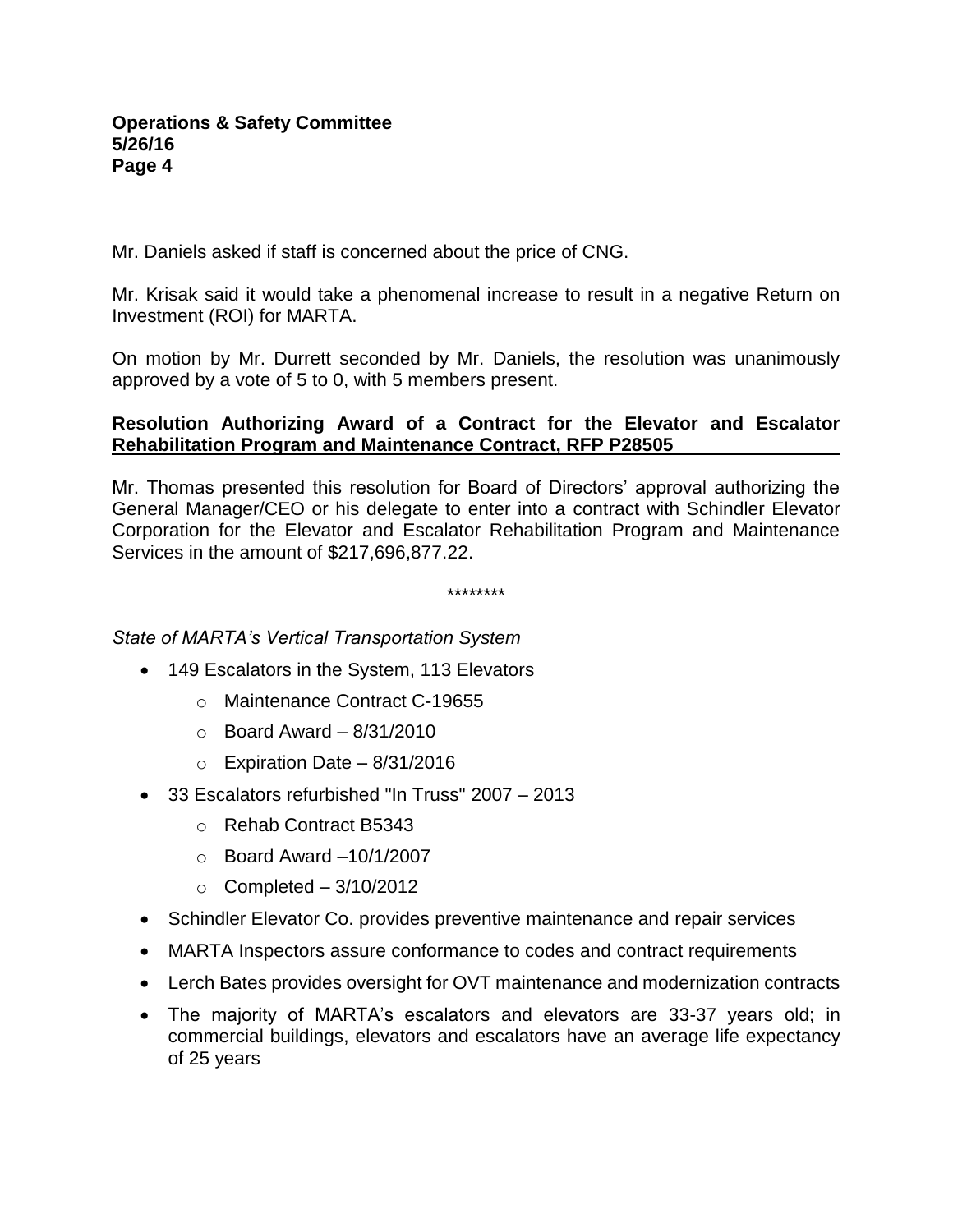Mr. Daniels asked if staff is concerned about the price of CNG.

Mr. Krisak said it would take a phenomenal increase to result in a negative Return on Investment (ROI) for MARTA.

On motion by Mr. Durrett seconded by Mr. Daniels, the resolution was unanimously approved by a vote of 5 to 0, with 5 members present.

**Resolution Authorizing Award of a Contract for the Elevator and Escalator Rehabilitation Program and Maintenance Contract, RFP P28505**

Mr. Thomas presented this resolution for Board of Directors' approval authorizing the General Manager/CEO or his delegate to enter into a contract with Schindler Elevator Corporation for the Elevator and Escalator Rehabilitation Program and Maintenance Services in the amount of $217,696,877.22.

********

*State of MARTA's Vertical Transportation System*

- 149 Escalators in the System, 113 Elevators
  - Maintenance Contract C-19655
  - Board Award – 8/31/2010
  - Expiration Date – 8/31/2016
- 33 Escalators refurbished "In Truss" 2007 – 2013
  - Rehab Contract B5343
  - Board Award –10/1/2007
  - Completed – 3/10/2012
- Schindler Elevator Co. provides preventive maintenance and repair services
- MARTA Inspectors assure conformance to codes and contract requirements
- Lerch Bates provides oversight for OVT maintenance and modernization contracts
- The majority of MARTA's escalators and elevators are 33-37 years old; in commercial buildings, elevators and escalators have an average life expectancy of 25 years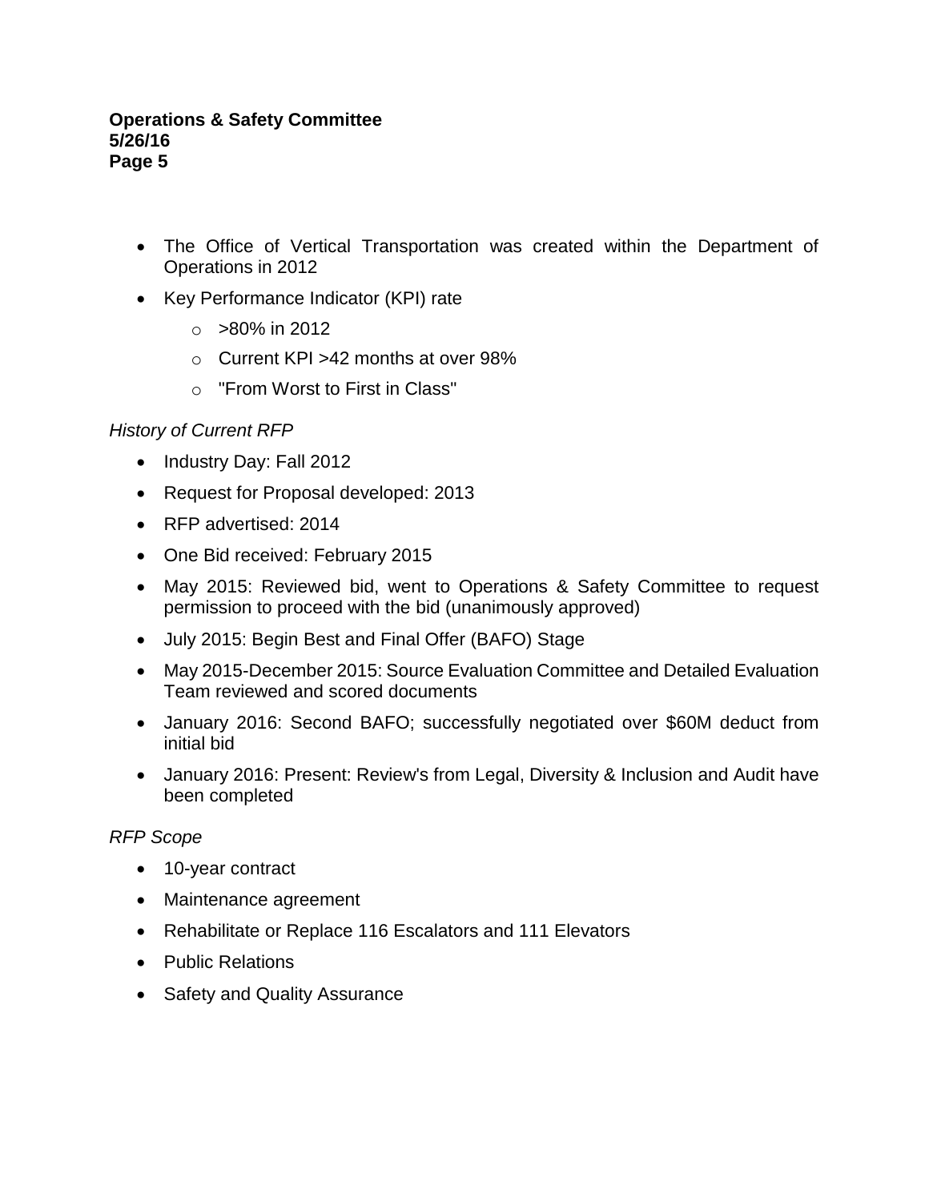- The Office of Vertical Transportation was created within the Department of Operations in 2012
- Key Performance Indicator (KPI) rate
  - >80% in 2012
  - Current KPI >42 months at over 98%
  - "From Worst to First in Class"

*History of Current RFP*

- Industry Day: Fall 2012
- Request for Proposal developed: 2013
- RFP advertised: 2014
- One Bid received: February 2015
- May 2015: Reviewed bid, went to Operations & Safety Committee to request permission to proceed with the bid (unanimously approved)
- July 2015: Begin Best and Final Offer (BAFO) Stage
- May 2015-December 2015: Source Evaluation Committee and Detailed Evaluation Team reviewed and scored documents
- January 2016: Second BAFO; successfully negotiated over $60M deduct from initial bid
- January 2016: Present: Review's from Legal, Diversity & Inclusion and Audit have been completed

*RFP Scope*

- 10-year contract
- Maintenance agreement
- Rehabilitate or Replace 116 Escalators and 111 Elevators
- Public Relations
- Safety and Quality Assurance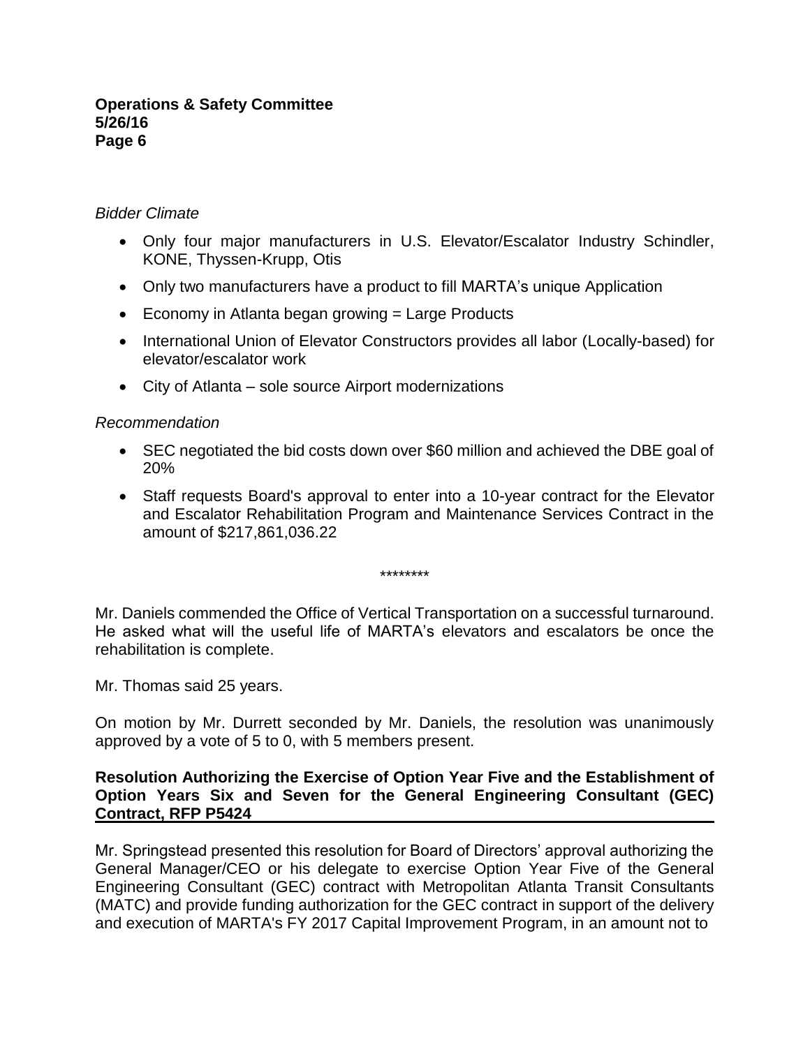*Bidder Climate*

- Only four major manufacturers in U.S. Elevator/Escalator Industry Schindler, KONE, Thyssen-Krupp, Otis
- Only two manufacturers have a product to fill MARTA's unique Application
- Economy in Atlanta began growing = Large Products
- International Union of Elevator Constructors provides all labor (Locally-based) for elevator/escalator work
- City of Atlanta – sole source Airport modernizations

*Recommendation*

- SEC negotiated the bid costs down over $60 million and achieved the DBE goal of 20%
- Staff requests Board's approval to enter into a 10-year contract for the Elevator and Escalator Rehabilitation Program and Maintenance Services Contract in the amount of $217,861,036.22

********

Mr. Daniels commended the Office of Vertical Transportation on a successful turnaround. He asked what will the useful life of MARTA's elevators and escalators be once the rehabilitation is complete.

Mr. Thomas said 25 years.

On motion by Mr. Durrett seconded by Mr. Daniels, the resolution was unanimously approved by a vote of 5 to 0, with 5 members present.

**Resolution Authorizing the Exercise of Option Year Five and the Establishment of Option Years Six and Seven for the General Engineering Consultant (GEC) Contract, RFP P5424**

Mr. Springstead presented this resolution for Board of Directors' approval authorizing the General Manager/CEO or his delegate to exercise Option Year Five of the General Engineering Consultant (GEC) contract with Metropolitan Atlanta Transit Consultants (MATC) and provide funding authorization for the GEC contract in support of the delivery and execution of MARTA's FY 2017 Capital Improvement Program, in an amount not to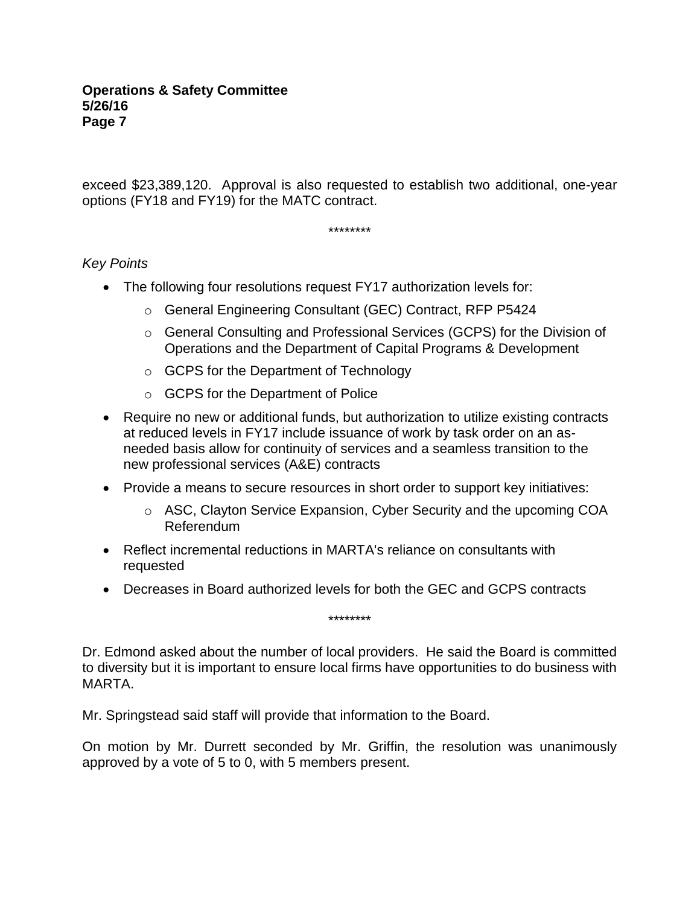exceed $23,389,120. Approval is also requested to establish two additional, one-year options (FY18 and FY19) for the MATC contract.

********

*Key Points*

- The following four resolutions request FY17 authorization levels for:
  - General Engineering Consultant (GEC) Contract, RFP P5424
  - General Consulting and Professional Services (GCPS) for the Division of Operations and the Department of Capital Programs & Development
  - GCPS for the Department of Technology
  - GCPS for the Department of Police
- Require no new or additional funds, but authorization to utilize existing contracts at reduced levels in FY17 include issuance of work by task order on an as-needed basis allow for continuity of services and a seamless transition to the new professional services (A&E) contracts
- Provide a means to secure resources in short order to support key initiatives:
  - ASC, Clayton Service Expansion, Cyber Security and the upcoming COA Referendum
- Reflect incremental reductions in MARTA's reliance on consultants with requested
- Decreases in Board authorized levels for both the GEC and GCPS contracts

********

Dr. Edmond asked about the number of local providers. He said the Board is committed to diversity but it is important to ensure local firms have opportunities to do business with MARTA.

Mr. Springstead said staff will provide that information to the Board.

On motion by Mr. Durrett seconded by Mr. Griffin, the resolution was unanimously approved by a vote of 5 to 0, with 5 members present.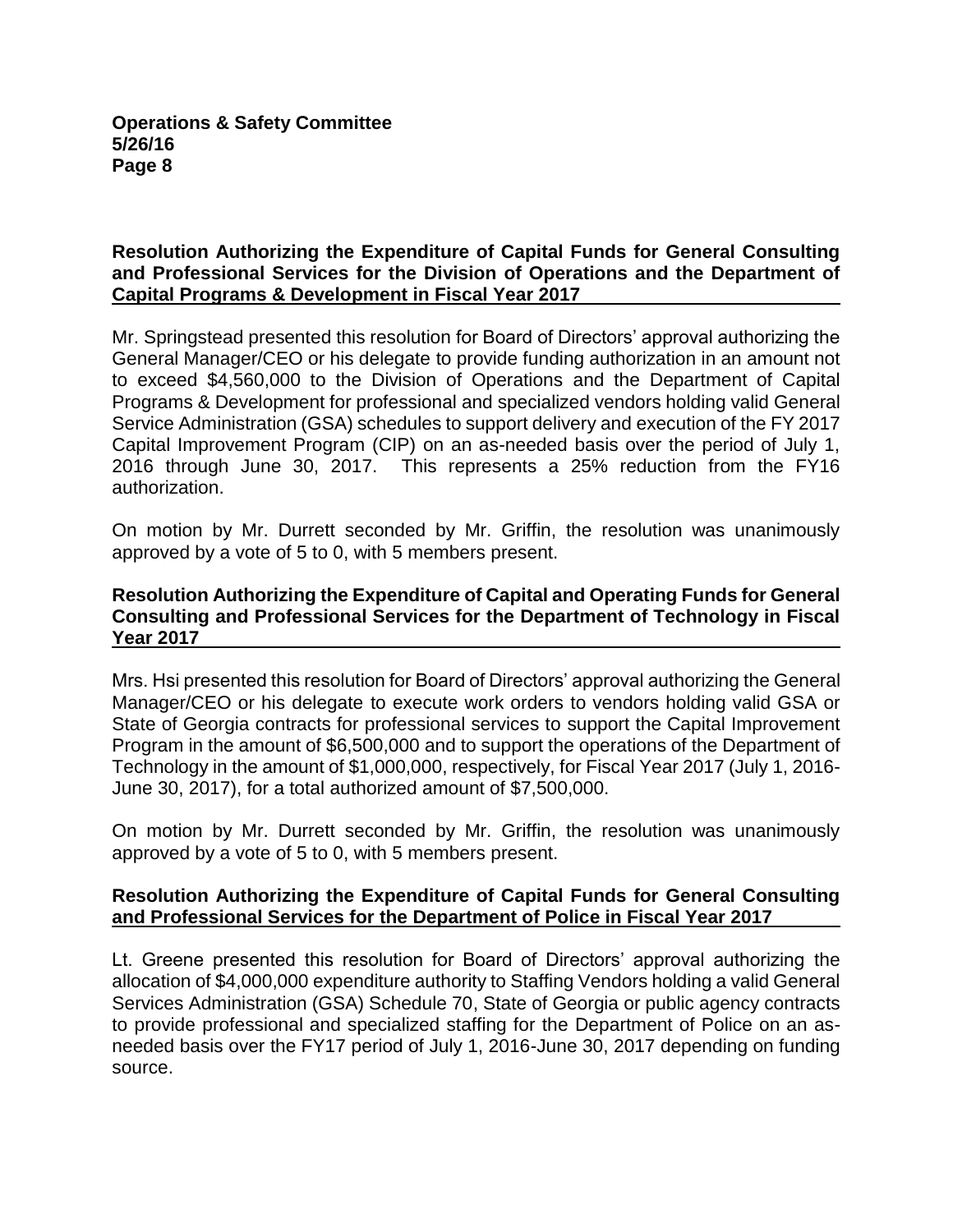**Resolution Authorizing the Expenditure of Capital Funds for General Consulting and Professional Services for the Division of Operations and the Department of Capital Programs & Development in Fiscal Year 2017**

Mr. Springstead presented this resolution for Board of Directors' approval authorizing the General Manager/CEO or his delegate to provide funding authorization in an amount not to exceed $4,560,000 to the Division of Operations and the Department of Capital Programs & Development for professional and specialized vendors holding valid General Service Administration (GSA) schedules to support delivery and execution of the FY 2017 Capital Improvement Program (CIP) on an as-needed basis over the period of July 1, 2016 through June 30, 2017. This represents a 25% reduction from the FY16 authorization.

On motion by Mr. Durrett seconded by Mr. Griffin, the resolution was unanimously approved by a vote of 5 to 0, with 5 members present.

**Resolution Authorizing the Expenditure of Capital and Operating Funds for General Consulting and Professional Services for the Department of Technology in Fiscal Year 2017**

Mrs. Hsi presented this resolution for Board of Directors' approval authorizing the General Manager/CEO or his delegate to execute work orders to vendors holding valid GSA or State of Georgia contracts for professional services to support the Capital Improvement Program in the amount of $6,500,000 and to support the operations of the Department of Technology in the amount of $1,000,000, respectively, for Fiscal Year 2017 (July 1, 2016-June 30, 2017), for a total authorized amount of $7,500,000.

On motion by Mr. Durrett seconded by Mr. Griffin, the resolution was unanimously approved by a vote of 5 to 0, with 5 members present.

**Resolution Authorizing the Expenditure of Capital Funds for General Consulting and Professional Services for the Department of Police in Fiscal Year 2017**

Lt. Greene presented this resolution for Board of Directors' approval authorizing the allocation of $4,000,000 expenditure authority to Staffing Vendors holding a valid General Services Administration (GSA) Schedule 70, State of Georgia or public agency contracts to provide professional and specialized staffing for the Department of Police on an as-needed basis over the FY17 period of July 1, 2016-June 30, 2017 depending on funding source.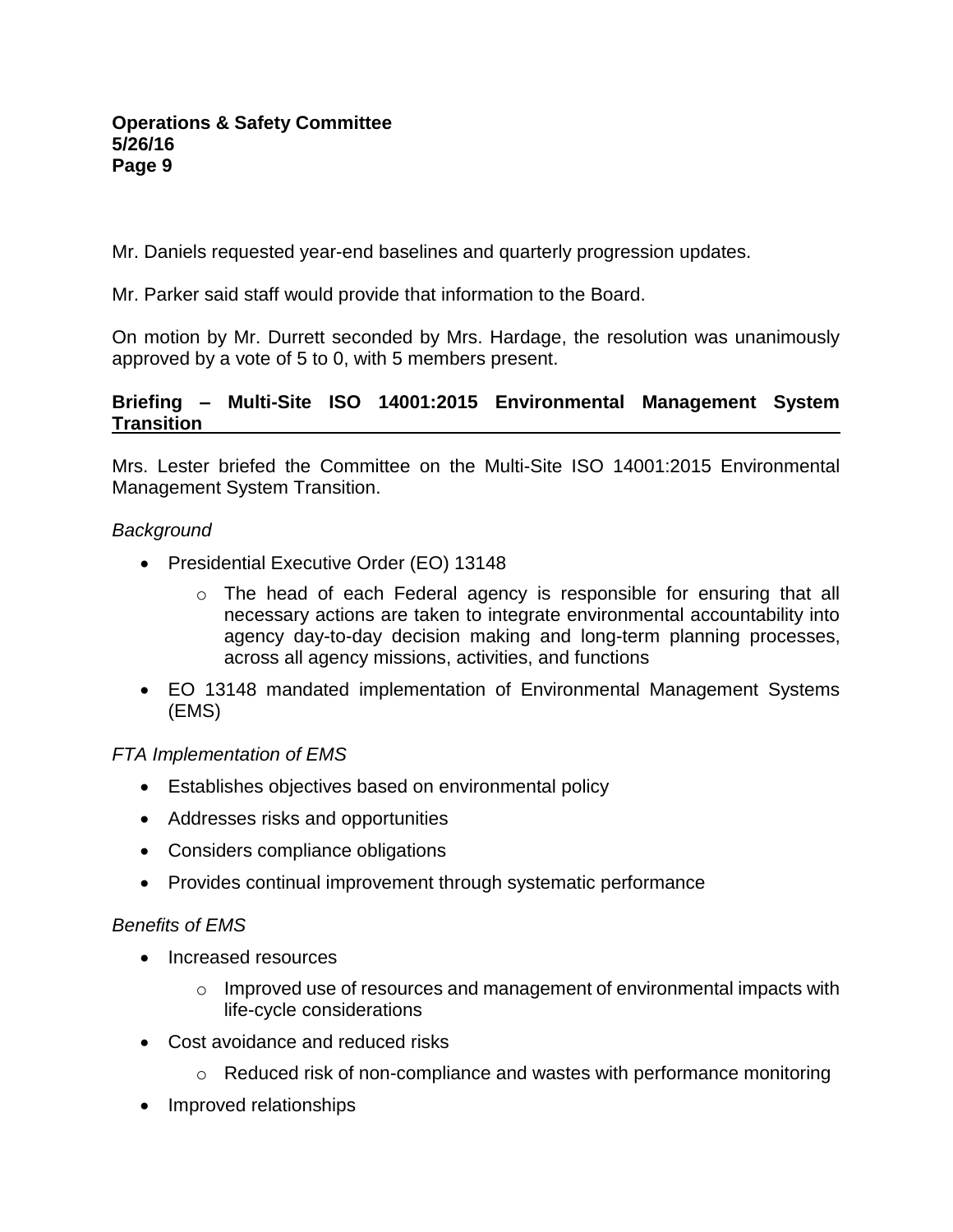Mr. Daniels requested year-end baselines and quarterly progression updates.

Mr. Parker said staff would provide that information to the Board.

On motion by Mr. Durrett seconded by Mrs. Hardage, the resolution was unanimously approved by a vote of 5 to 0, with 5 members present.

**Briefing – Multi-Site ISO 14001:2015 Environmental Management System Transition**

Mrs. Lester briefed the Committee on the Multi-Site ISO 14001:2015 Environmental Management System Transition.

*Background*

- Presidential Executive Order (EO) 13148
  - The head of each Federal agency is responsible for ensuring that all necessary actions are taken to integrate environmental accountability into agency day-to-day decision making and long-term planning processes, across all agency missions, activities, and functions
- EO 13148 mandated implementation of Environmental Management Systems (EMS)

*FTA Implementation of EMS*

- Establishes objectives based on environmental policy
- Addresses risks and opportunities
- Considers compliance obligations
- Provides continual improvement through systematic performance

*Benefits of EMS*

- Increased resources
  - Improved use of resources and management of environmental impacts with life-cycle considerations
- Cost avoidance and reduced risks
  - Reduced risk of non-compliance and wastes with performance monitoring
- Improved relationships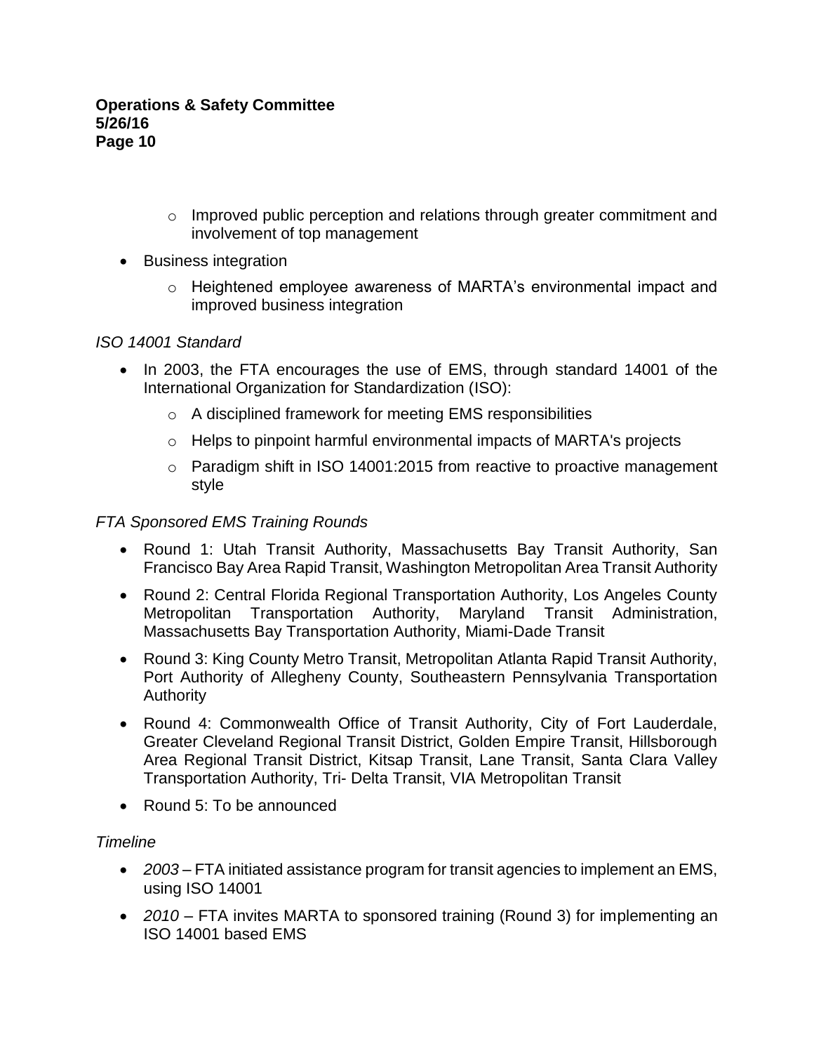- Improved public perception and relations through greater commitment and involvement of top management

- Business integration
  - Heightened employee awareness of MARTA's environmental impact and improved business integration

*ISO 14001 Standard*

- In 2003, the FTA encourages the use of EMS, through standard 14001 of the International Organization for Standardization (ISO):
  - A disciplined framework for meeting EMS responsibilities
  - Helps to pinpoint harmful environmental impacts of MARTA's projects
  - Paradigm shift in ISO 14001:2015 from reactive to proactive management style

*FTA Sponsored EMS Training Rounds*

- Round 1: Utah Transit Authority, Massachusetts Bay Transit Authority, San Francisco Bay Area Rapid Transit, Washington Metropolitan Area Transit Authority
- Round 2: Central Florida Regional Transportation Authority, Los Angeles County Metropolitan Transportation Authority, Maryland Transit Administration, Massachusetts Bay Transportation Authority, Miami-Dade Transit
- Round 3: King County Metro Transit, Metropolitan Atlanta Rapid Transit Authority, Port Authority of Allegheny County, Southeastern Pennsylvania Transportation Authority
- Round 4: Commonwealth Office of Transit Authority, City of Fort Lauderdale, Greater Cleveland Regional Transit District, Golden Empire Transit, Hillsborough Area Regional Transit District, Kitsap Transit, Lane Transit, Santa Clara Valley Transportation Authority, Tri- Delta Transit, VIA Metropolitan Transit
- Round 5: To be announced

*Timeline*

- *2003* – FTA initiated assistance program for transit agencies to implement an EMS, using ISO 14001
- *2010* – FTA invites MARTA to sponsored training (Round 3) for implementing an ISO 14001 based EMS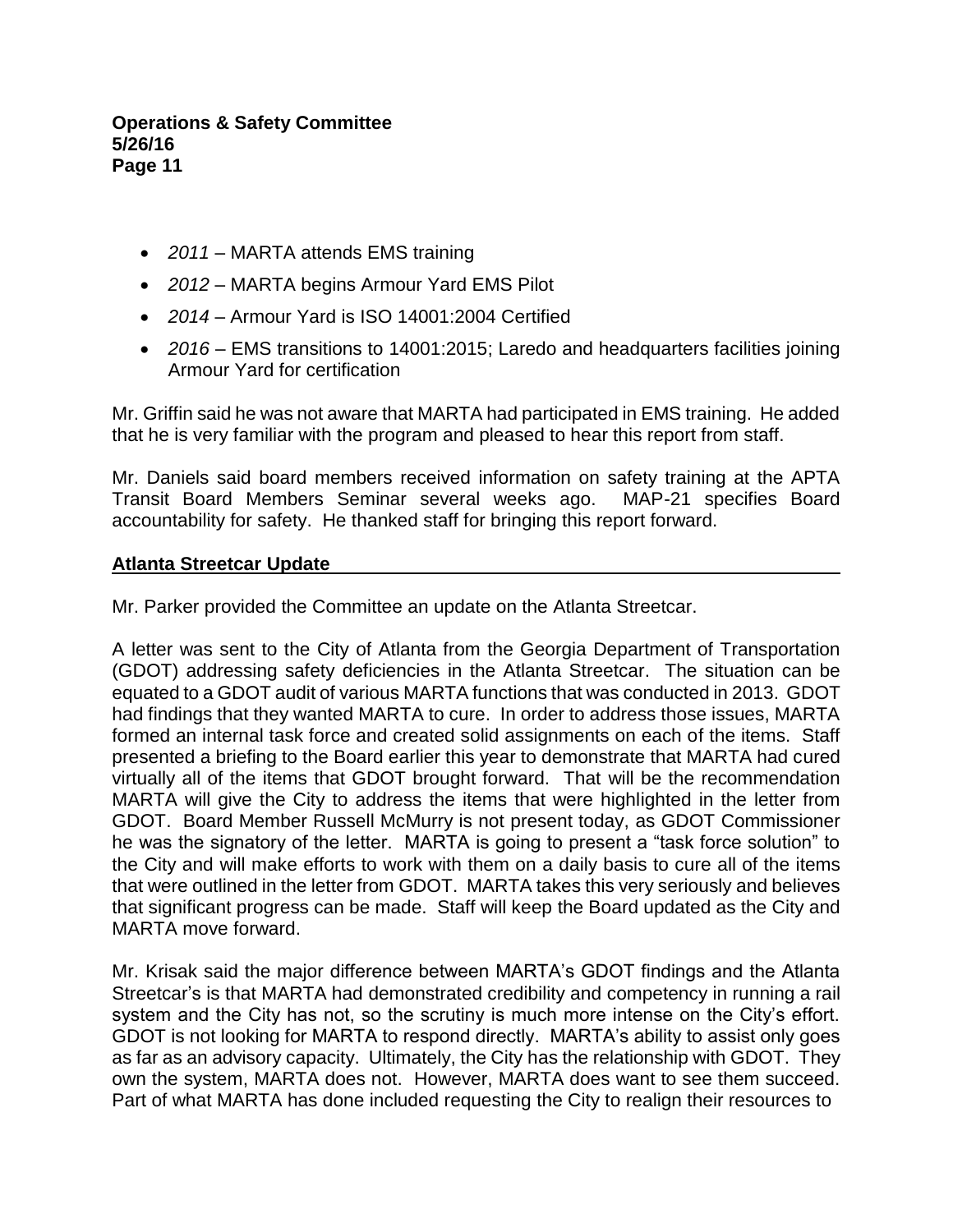- *2011* – MARTA attends EMS training
- *2012* – MARTA begins Armour Yard EMS Pilot
- *2014* – Armour Yard is ISO 14001:2004 Certified
- *2016* – EMS transitions to 14001:2015; Laredo and headquarters facilities joining Armour Yard for certification

Mr. Griffin said he was not aware that MARTA had participated in EMS training. He added that he is very familiar with the program and pleased to hear this report from staff.

Mr. Daniels said board members received information on safety training at the APTA Transit Board Members Seminar several weeks ago. MAP-21 specifies Board accountability for safety. He thanked staff for bringing this report forward.

## Atlanta Streetcar Update

Mr. Parker provided the Committee an update on the Atlanta Streetcar.

A letter was sent to the City of Atlanta from the Georgia Department of Transportation (GDOT) addressing safety deficiencies in the Atlanta Streetcar. The situation can be equated to a GDOT audit of various MARTA functions that was conducted in 2013. GDOT had findings that they wanted MARTA to cure. In order to address those issues, MARTA formed an internal task force and created solid assignments on each of the items. Staff presented a briefing to the Board earlier this year to demonstrate that MARTA had cured virtually all of the items that GDOT brought forward. That will be the recommendation MARTA will give the City to address the items that were highlighted in the letter from GDOT. Board Member Russell McMurry is not present today, as GDOT Commissioner he was the signatory of the letter. MARTA is going to present a "task force solution" to the City and will make efforts to work with them on a daily basis to cure all of the items that were outlined in the letter from GDOT. MARTA takes this very seriously and believes that significant progress can be made. Staff will keep the Board updated as the City and MARTA move forward.

Mr. Krisak said the major difference between MARTA's GDOT findings and the Atlanta Streetcar's is that MARTA had demonstrated credibility and competency in running a rail system and the City has not, so the scrutiny is much more intense on the City's effort. GDOT is not looking for MARTA to respond directly. MARTA's ability to assist only goes as far as an advisory capacity. Ultimately, the City has the relationship with GDOT. They own the system, MARTA does not. However, MARTA does want to see them succeed. Part of what MARTA has done included requesting the City to realign their resources to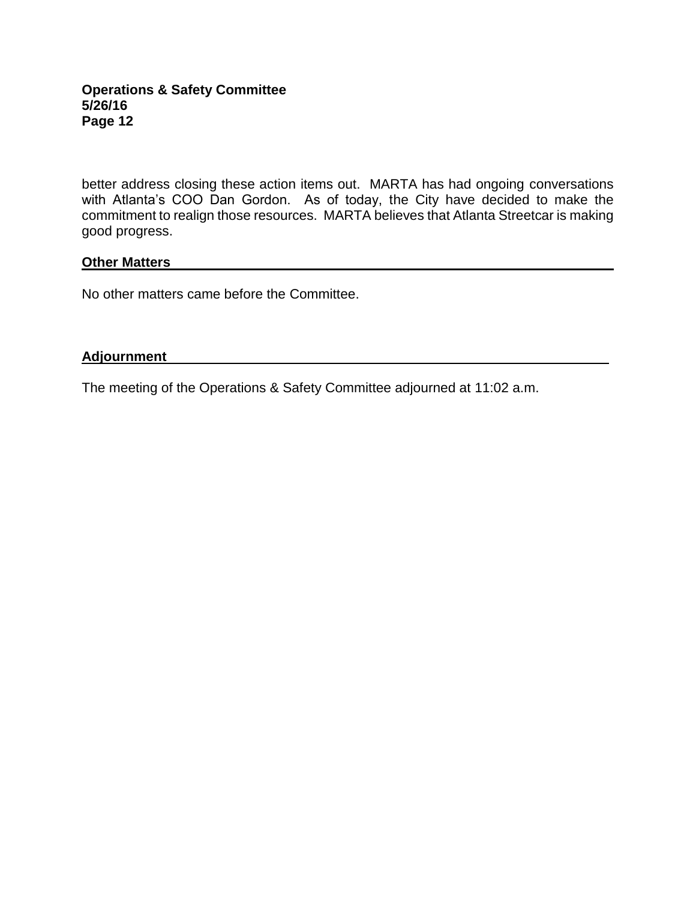better address closing these action items out. MARTA has had ongoing conversations with Atlanta's COO Dan Gordon. As of today, the City have decided to make the commitment to realign those resources. MARTA believes that Atlanta Streetcar is making good progress.

**Other Matters**

No other matters came before the Committee.

**Adjournment**

The meeting of the Operations & Safety Committee adjourned at 11:02 a.m.